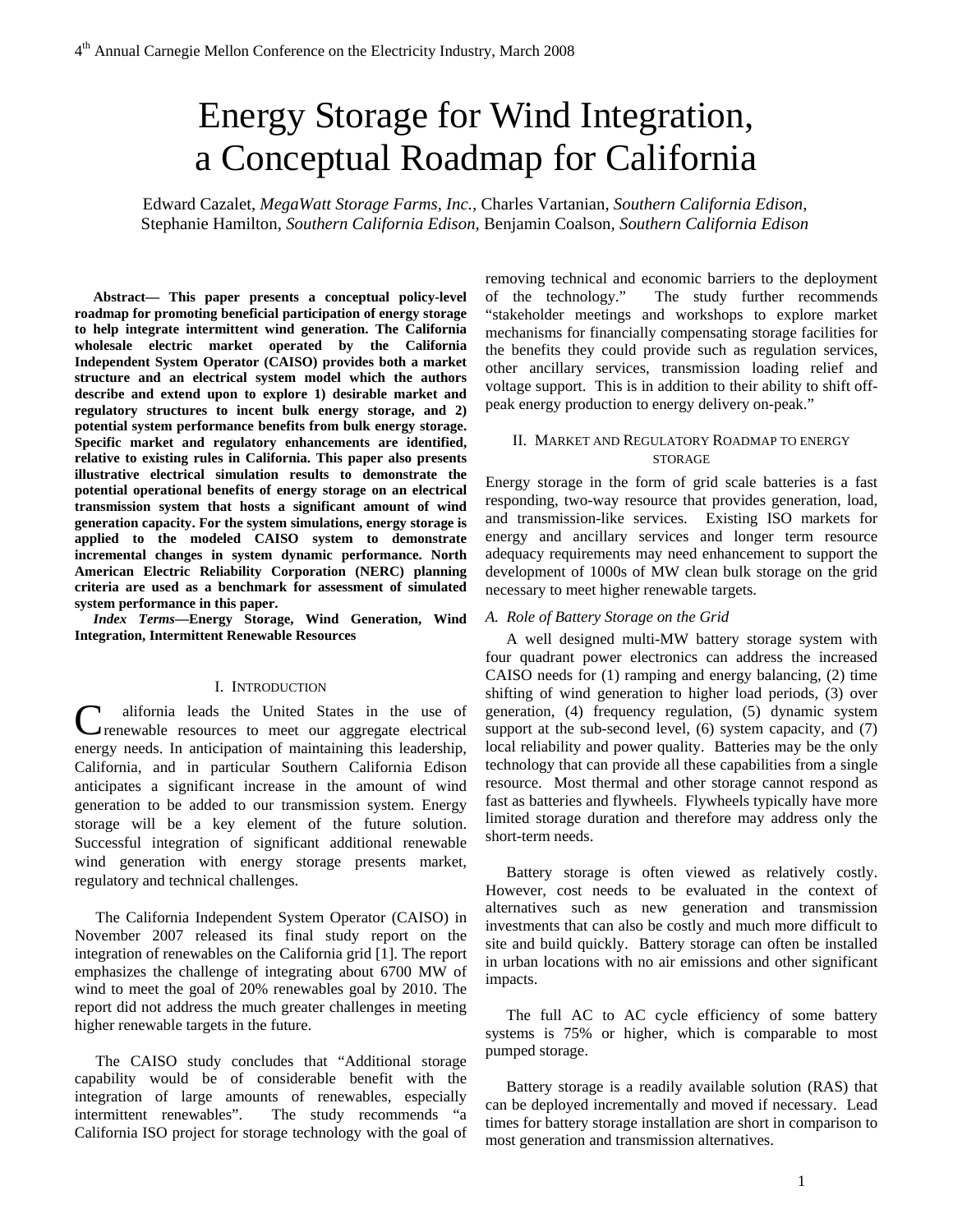# Energy Storage for Wind Integration, a Conceptual Roadmap for California

Edward Cazalet, *MegaWatt Storage Farms, Inc.*, Charles Vartanian, *Southern California Edison*, Stephanie Hamilton, *Southern California Edison*, Benjamin Coalson, *Southern California Edison*

**Abstract— This paper presents a conceptual policy-level roadmap for promoting beneficial participation of energy storage to help integrate intermittent wind generation. The California wholesale electric market operated by the California Independent System Operator (CAISO) provides both a market structure and an electrical system model which the authors describe and extend upon to explore 1) desirable market and regulatory structures to incent bulk energy storage, and 2) potential system performance benefits from bulk energy storage. Specific market and regulatory enhancements are identified, relative to existing rules in California. This paper also presents illustrative electrical simulation results to demonstrate the potential operational benefits of energy storage on an electrical transmission system that hosts a significant amount of wind generation capacity. For the system simulations, energy storage is applied to the modeled CAISO system to demonstrate incremental changes in system dynamic performance. North American Electric Reliability Corporation (NERC) planning criteria are used as a benchmark for assessment of simulated system performance in this paper.**

***Index Terms*—Energy Storage, Wind Generation, Wind Integration, Intermittent Renewable Resources**

## I. Introduction

California leads the United States in the use of renewable resources to meet our aggregate electrical energy needs. In anticipation of maintaining this leadership, California, and in particular Southern California Edison anticipates a significant increase in the amount of wind generation to be added to our transmission system. Energy storage will be a key element of the future solution. Successful integration of significant additional renewable wind generation with energy storage presents market, regulatory and technical challenges.

The California Independent System Operator (CAISO) in November 2007 released its final study report on the integration of renewables on the California grid [1]. The report emphasizes the challenge of integrating about 6700 MW of wind to meet the goal of 20% renewables goal by 2010. The report did not address the much greater challenges in meeting higher renewable targets in the future.

The CAISO study concludes that "Additional storage capability would be of considerable benefit with the integration of large amounts of renewables, especially intermittent renewables". The study recommends "a California ISO project for storage technology with the goal of removing technical and economic barriers to the deployment of the technology." The study further recommends "stakeholder meetings and workshops to explore market mechanisms for financially compensating storage facilities for the benefits they could provide such as regulation services, other ancillary services, transmission loading relief and voltage support. This is in addition to their ability to shift off-peak energy production to energy delivery on-peak."

## II. Market and Regulatory Roadmap to Energy Storage

Energy storage in the form of grid scale batteries is a fast responding, two-way resource that provides generation, load, and transmission-like services. Existing ISO markets for energy and ancillary services and longer term resource adequacy requirements may need enhancement to support the development of 1000s of MW clean bulk storage on the grid necessary to meet higher renewable targets.

### *A. Role of Battery Storage on the Grid*

A well designed multi-MW battery storage system with four quadrant power electronics can address the increased CAISO needs for (1) ramping and energy balancing, (2) time shifting of wind generation to higher load periods, (3) over generation, (4) frequency regulation, (5) dynamic system support at the sub-second level, (6) system capacity, and (7) local reliability and power quality. Batteries may be the only technology that can provide all these capabilities from a single resource. Most thermal and other storage cannot respond as fast as batteries and flywheels. Flywheels typically have more limited storage duration and therefore may address only the short-term needs.

Battery storage is often viewed as relatively costly. However, cost needs to be evaluated in the context of alternatives such as new generation and transmission investments that can also be costly and much more difficult to site and build quickly. Battery storage can often be installed in urban locations with no air emissions and other significant impacts.

The full AC to AC cycle efficiency of some battery systems is 75% or higher, which is comparable to most pumped storage.

Battery storage is a readily available solution (RAS) that can be deployed incrementally and moved if necessary. Lead times for battery storage installation are short in comparison to most generation and transmission alternatives.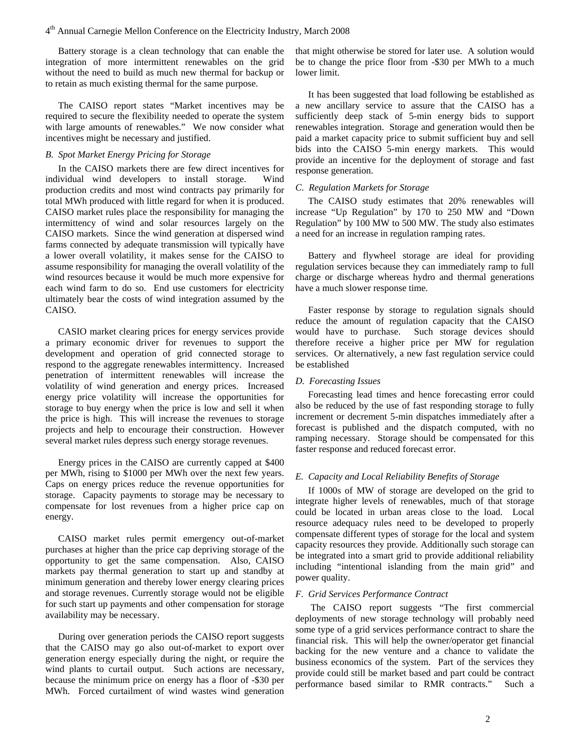Battery storage is a clean technology that can enable the integration of more intermittent renewables on the grid without the need to build as much new thermal for backup or to retain as much existing thermal for the same purpose.

The CAISO report states "Market incentives may be required to secure the flexibility needed to operate the system with large amounts of renewables." We now consider what incentives might be necessary and justified.

### *B. Spot Market Energy Pricing for Storage*

In the CAISO markets there are few direct incentives for individual wind developers to install storage. Wind production credits and most wind contracts pay primarily for total MWh produced with little regard for when it is produced. CAISO market rules place the responsibility for managing the intermittency of wind and solar resources largely on the CAISO markets. Since the wind generation at dispersed wind farms connected by adequate transmission will typically have a lower overall volatility, it makes sense for the CAISO to assume responsibility for managing the overall volatility of the wind resources because it would be much more expensive for each wind farm to do so. End use customers for electricity ultimately bear the costs of wind integration assumed by the CAISO.

CASIO market clearing prices for energy services provide a primary economic driver for revenues to support the development and operation of grid connected storage to respond to the aggregate renewables intermittency. Increased penetration of intermittent renewables will increase the volatility of wind generation and energy prices. Increased energy price volatility will increase the opportunities for storage to buy energy when the price is low and sell it when the price is high. This will increase the revenues to storage projects and help to encourage their construction. However several market rules depress such energy storage revenues.

Energy prices in the CAISO are currently capped at $400 per MWh, rising to $1000 per MWh over the next few years. Caps on energy prices reduce the revenue opportunities for storage. Capacity payments to storage may be necessary to compensate for lost revenues from a higher price cap on energy.

CAISO market rules permit emergency out-of-market purchases at higher than the price cap depriving storage of the opportunity to get the same compensation. Also, CAISO markets pay thermal generation to start up and standby at minimum generation and thereby lower energy clearing prices and storage revenues. Currently storage would not be eligible for such start up payments and other compensation for storage availability may be necessary.

During over generation periods the CAISO report suggests that the CAISO may go also out-of-market to export over generation energy especially during the night, or require the wind plants to curtail output. Such actions are necessary, because the minimum price on energy has a floor of -$30 per MWh. Forced curtailment of wind wastes wind generation that might otherwise be stored for later use. A solution would be to change the price floor from -$30 per MWh to a much lower limit.

It has been suggested that load following be established as a new ancillary service to assure that the CAISO has a sufficiently deep stack of 5-min energy bids to support renewables integration. Storage and generation would then be paid a market capacity price to submit sufficient buy and sell bids into the CAISO 5-min energy markets. This would provide an incentive for the deployment of storage and fast response generation.

### *C. Regulation Markets for Storage*

The CAISO study estimates that 20% renewables will increase "Up Regulation" by 170 to 250 MW and "Down Regulation" by 100 MW to 500 MW. The study also estimates a need for an increase in regulation ramping rates.

Battery and flywheel storage are ideal for providing regulation services because they can immediately ramp to full charge or discharge whereas hydro and thermal generations have a much slower response time.

Faster response by storage to regulation signals should reduce the amount of regulation capacity that the CAISO would have to purchase. Such storage devices should therefore receive a higher price per MW for regulation services. Or alternatively, a new fast regulation service could be established

### *D. Forecasting Issues*

Forecasting lead times and hence forecasting error could also be reduced by the use of fast responding storage to fully increment or decrement 5-min dispatches immediately after a forecast is published and the dispatch computed, with no ramping necessary. Storage should be compensated for this faster response and reduced forecast error.

### *E. Capacity and Local Reliability Benefits of Storage*

If 1000s of MW of storage are developed on the grid to integrate higher levels of renewables, much of that storage could be located in urban areas close to the load. Local resource adequacy rules need to be developed to properly compensate different types of storage for the local and system capacity resources they provide. Additionally such storage can be integrated into a smart grid to provide additional reliability including "intentional islanding from the main grid" and power quality.

### *F. Grid Services Performance Contract*

The CAISO report suggests "The first commercial deployments of new storage technology will probably need some type of a grid services performance contract to share the financial risk. This will help the owner/operator get financial backing for the new venture and a chance to validate the business economics of the system. Part of the services they provide could still be market based and part could be contract performance based similar to RMR contracts." Such a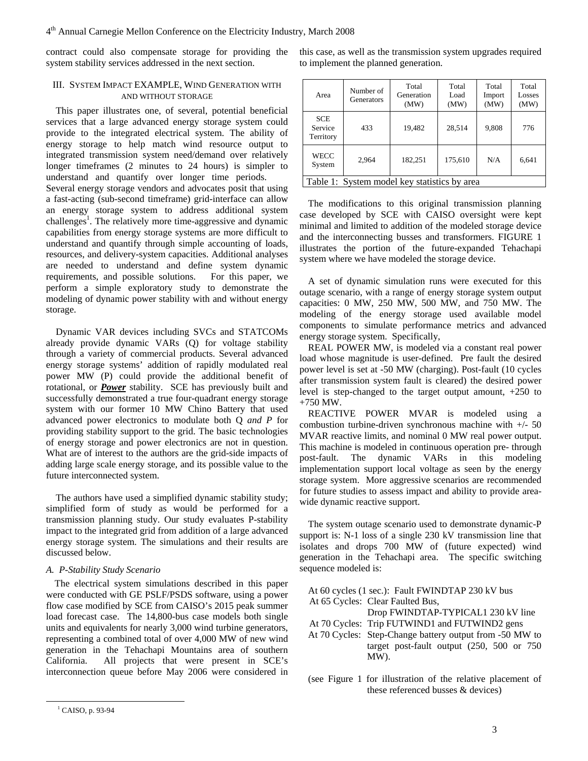contract could also compensate storage for providing the system stability services addressed in the next section.

## III. System Impact EXAMPLE, Wind Generation with and without Storage

This paper illustrates one, of several, potential beneficial services that a large advanced energy storage system could provide to the integrated electrical system. The ability of energy storage to help match wind resource output to integrated transmission system need/demand over relatively longer timeframes (2 minutes to 24 hours) is simpler to understand and quantify over longer time periods.
Several energy storage vendors and advocates posit that using a fast-acting (sub-second timeframe) grid-interface can allow an energy storage system to address additional system challenges[1]. The relatively more time-aggressive and dynamic capabilities from energy storage systems are more difficult to understand and quantify through simple accounting of loads, resources, and delivery-system capacities. Additional analyses are needed to understand and define system dynamic requirements, and possible solutions. For this paper, we perform a simple exploratory study to demonstrate the modeling of dynamic power stability with and without energy storage.

Dynamic VAR devices including SVCs and STATCOMs already provide dynamic VARs (Q) for voltage stability through a variety of commercial products. Several advanced energy storage systems' addition of rapidly modulated real power MW (P) could provide the additional benefit of rotational, or ***Power*** stability. SCE has previously built and successfully demonstrated a true four-quadrant energy storage system with our former 10 MW Chino Battery that used advanced power electronics to modulate both Q *and P* for providing stability support to the grid. The basic technologies of energy storage and power electronics are not in question. What are of interest to the authors are the grid-side impacts of adding large scale energy storage, and its possible value to the future interconnected system.

The authors have used a simplified dynamic stability study; simplified form of study as would be performed for a transmission planning study. Our study evaluates P-stability impact to the integrated grid from addition of a large advanced energy storage system. The simulations and their results are discussed below.

### A. P-Stability Study Scenario

The electrical system simulations described in this paper were conducted with GE PSLF/PSDS software, using a power flow case modified by SCE from CAISO's 2015 peak summer load forecast case. The 14,800-bus case models both single units and equivalents for nearly 3,000 wind turbine generators, representing a combined total of over 4,000 MW of new wind generation in the Tehachapi Mountains area of southern California. All projects that were present in SCE's interconnection queue before May 2006 were considered in this case, as well as the transmission system upgrades required to implement the planned generation.

| Area | Number of Generators | Total Generation (MW) | Total Load (MW) | Total Import (MW) | Total Losses (MW) |
|---|---|---|---|---|---|
| SCE Service Territory | 433 | 19,482 | 28,514 | 9,808 | 776 |
| WECC System | 2,964 | 182,251 | 175,610 | N/A | 6,641 |

Table 1: System model key statistics by area

The modifications to this original transmission planning case developed by SCE with CAISO oversight were kept minimal and limited to addition of the modeled storage device and the interconnecting busses and transformers. FIGURE 1 illustrates the portion of the future-expanded Tehachapi system where we have modeled the storage device.

A set of dynamic simulation runs were executed for this outage scenario, with a range of energy storage system output capacities: 0 MW, 250 MW, 500 MW, and 750 MW. The modeling of the energy storage used available model components to simulate performance metrics and advanced energy storage system. Specifically,

REAL POWER MW, is modeled via a constant real power load whose magnitude is user-defined. Pre fault the desired power level is set at -50 MW (charging). Post-fault (10 cycles after transmission system fault is cleared) the desired power level is step-changed to the target output amount, +250 to +750 MW.

REACTIVE POWER MVAR is modeled using a combustion turbine-driven synchronous machine with +/- 50 MVAR reactive limits, and nominal 0 MW real power output. This machine is modeled in continuous operation pre- through post-fault. The dynamic VARs in this modeling implementation support local voltage as seen by the energy storage system. More aggressive scenarios are recommended for future studies to assess impact and ability to provide area-wide dynamic reactive support.

The system outage scenario used to demonstrate dynamic-P support is: N-1 loss of a single 230 kV transmission line that isolates and drops 700 MW of (future expected) wind generation in the Tehachapi area. The specific switching sequence modeled is:

At 60 cycles (1 sec.): Fault FWINDTAP 230 kV bus
At 65 Cycles: Clear Faulted Bus, Drop FWINDTAP-TYPICAL1 230 kV line
At 70 Cycles: Trip FUTWIND1 and FUTWIND2 gens
At 70 Cycles: Step-Change battery output from -50 MW to target post-fault output (250, 500 or 750 MW).

(see Figure 1 for illustration of the relative placement of these referenced busses & devices)

[1] CAISO, p. 93-94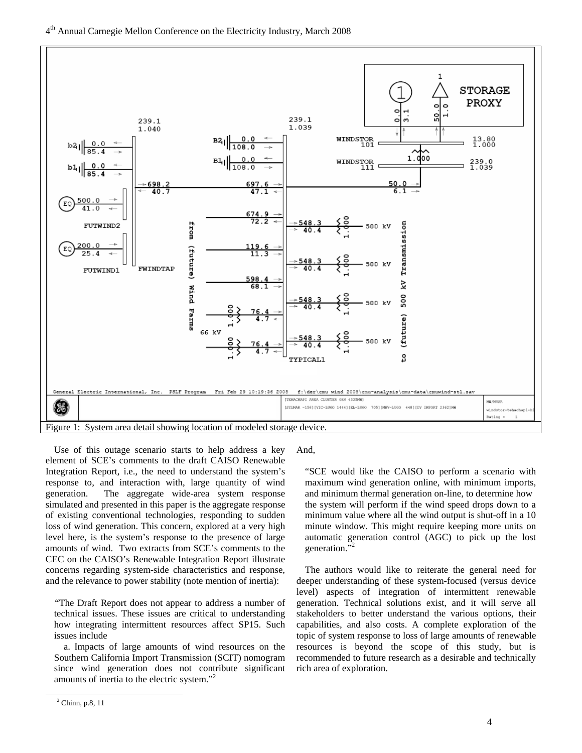Figure 1: System area detail showing location of modeled storage device.

Use of this outage scenario starts to help address a key element of SCE's comments to the draft CAISO Renewable Integration Report, i.e., the need to understand the system's response to, and interaction with, large quantity of wind generation. The aggregate wide-area system response simulated and presented in this paper is the aggregate response of existing conventional technologies, responding to sudden loss of wind generation. This concern, explored at a very high level here, is the system's response to the presence of large amounts of wind. Two extracts from SCE's comments to the CEC on the CAISO's Renewable Integration Report illustrate concerns regarding system-side characteristics and response, and the relevance to power stability (note mention of inertia):

> "The Draft Report does not appear to address a number of technical issues. These issues are critical to understanding how integrating intermittent resources affect SP15. Such issues include
>
> a. Impacts of large amounts of wind resources on the Southern California Import Transmission (SCIT) nomogram since wind generation does not contribute significant amounts of inertia to the electric system."[2]

And,

> "SCE would like the CAISO to perform a scenario with maximum wind generation online, with minimum imports, and minimum thermal generation on-line, to determine how the system will perform if the wind speed drops down to a minimum value where all the wind output is shut-off in a 10 minute window. This might require keeping more units on automatic generation control (AGC) to pick up the lost generation."[2]

The authors would like to reiterate the general need for deeper understanding of these system-focused (versus device level) aspects of integration of intermittent renewable generation. Technical solutions exist, and it will serve all stakeholders to better understand the various options, their capabilities, and also costs. A complete exploration of the topic of system response to loss of large amounts of renewable resources is beyond the scope of this study, but is recommended to future research as a desirable and technically rich area of exploration.

[2] Chinn, p.8, 11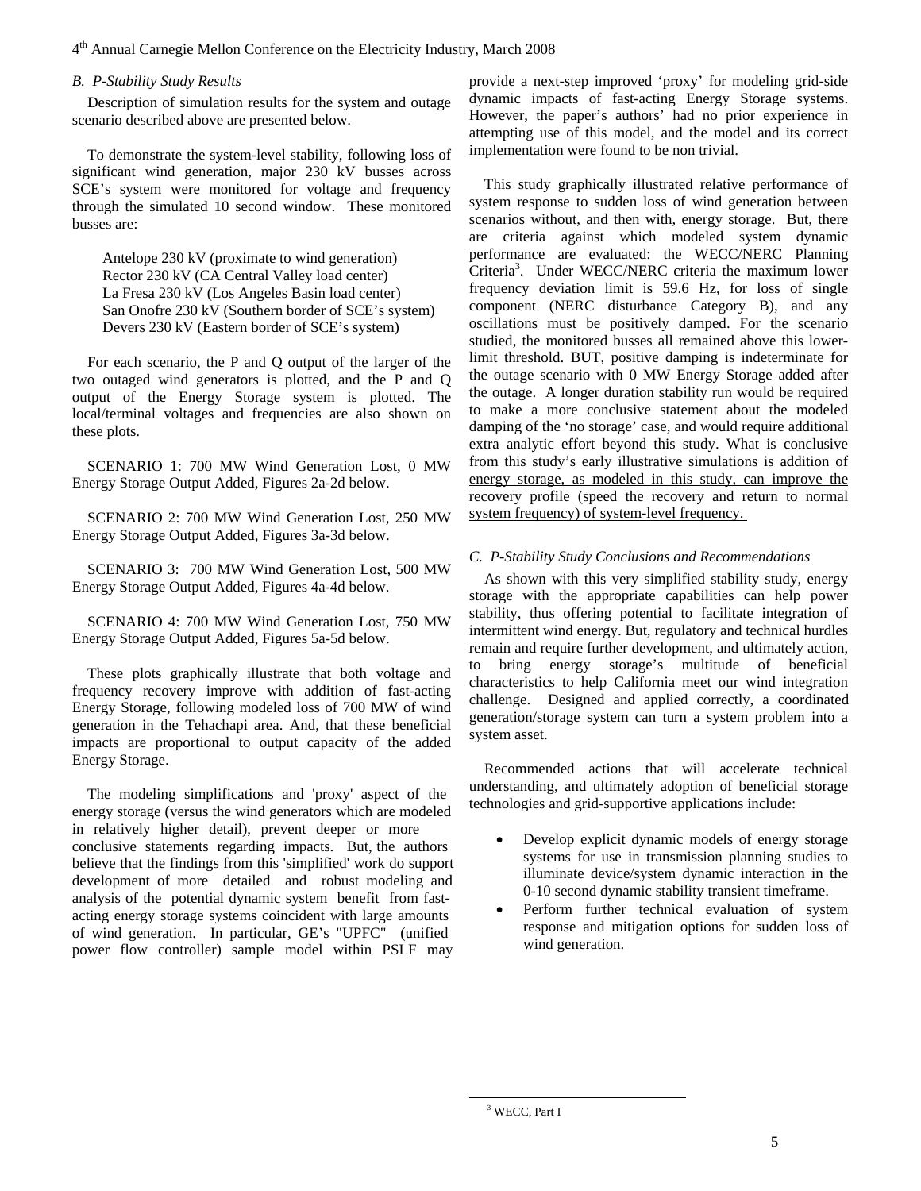### B. P-Stability Study Results

Description of simulation results for the system and outage scenario described above are presented below.

To demonstrate the system-level stability, following loss of significant wind generation, major 230 kV busses across SCE's system were monitored for voltage and frequency through the simulated 10 second window. These monitored busses are:

Antelope 230 kV (proximate to wind generation)
Rector 230 kV (CA Central Valley load center)
La Fresa 230 kV (Los Angeles Basin load center)
San Onofre 230 kV (Southern border of SCE's system)
Devers 230 kV (Eastern border of SCE's system)

For each scenario, the P and Q output of the larger of the two outaged wind generators is plotted, and the P and Q output of the Energy Storage system is plotted. The local/terminal voltages and frequencies are also shown on these plots.

SCENARIO 1: 700 MW Wind Generation Lost, 0 MW Energy Storage Output Added, Figures 2a-2d below.

SCENARIO 2: 700 MW Wind Generation Lost, 250 MW Energy Storage Output Added, Figures 3a-3d below.

SCENARIO 3: 700 MW Wind Generation Lost, 500 MW Energy Storage Output Added, Figures 4a-4d below.

SCENARIO 4: 700 MW Wind Generation Lost, 750 MW Energy Storage Output Added, Figures 5a-5d below.

These plots graphically illustrate that both voltage and frequency recovery improve with addition of fast-acting Energy Storage, following modeled loss of 700 MW of wind generation in the Tehachapi area. And, that these beneficial impacts are proportional to output capacity of the added Energy Storage.

The modeling simplifications and 'proxy' aspect of the energy storage (versus the wind generators which are modeled in relatively higher detail), prevent deeper or more conclusive statements regarding impacts. But, the authors believe that the findings from this 'simplified' work do support development of more detailed and robust modeling and analysis of the potential dynamic system benefit from fast-acting energy storage systems coincident with large amounts of wind generation. In particular, GE's "UPFC" (unified power flow controller) sample model within PSLF may provide a next-step improved 'proxy' for modeling grid-side dynamic impacts of fast-acting Energy Storage systems. However, the paper's authors' had no prior experience in attempting use of this model, and the model and its correct implementation were found to be non trivial.

This study graphically illustrated relative performance of system response to sudden loss of wind generation between scenarios without, and then with, energy storage. But, there are criteria against which modeled system dynamic performance are evaluated: the WECC/NERC Planning Criteria[3]. Under WECC/NERC criteria the maximum lower frequency deviation limit is 59.6 Hz, for loss of single component (NERC disturbance Category B), and any oscillations must be positively damped. For the scenario studied, the monitored busses all remained above this lower-limit threshold. BUT, positive damping is indeterminate for the outage scenario with 0 MW Energy Storage added after the outage. A longer duration stability run would be required to make a more conclusive statement about the modeled damping of the 'no storage' case, and would require additional extra analytic effort beyond this study. What is conclusive from this study's early illustrative simulations is addition of energy storage, as modeled in this study, can improve the recovery profile (speed the recovery and return to normal system frequency) of system-level frequency.

### C. P-Stability Study Conclusions and Recommendations

As shown with this very simplified stability study, energy storage with the appropriate capabilities can help power stability, thus offering potential to facilitate integration of intermittent wind energy. But, regulatory and technical hurdles remain and require further development, and ultimately action, to bring energy storage's multitude of beneficial characteristics to help California meet our wind integration challenge. Designed and applied correctly, a coordinated generation/storage system can turn a system problem into a system asset.

Recommended actions that will accelerate technical understanding, and ultimately adoption of beneficial storage technologies and grid-supportive applications include:

- Develop explicit dynamic models of energy storage systems for use in transmission planning studies to illuminate device/system dynamic interaction in the 0-10 second dynamic stability transient timeframe.
- Perform further technical evaluation of system response and mitigation options for sudden loss of wind generation.

[3] WECC, Part I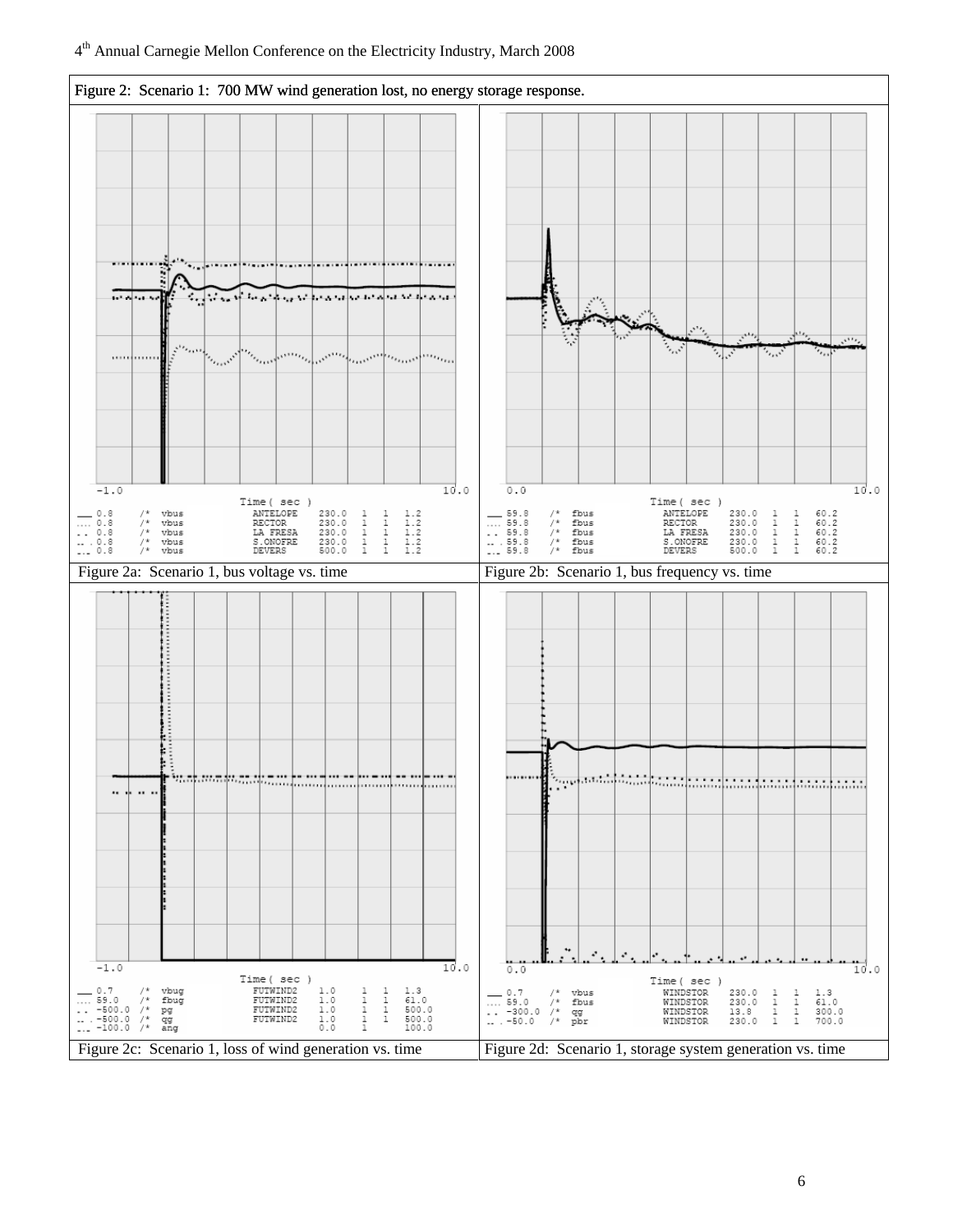Figure 2: Scenario 1: 700 MW wind generation lost, no energy storage response.

```
-1.0                                              10.0
                     Time ( sec )
__ 0.8    /* vbus    ANTELOPE   230.0  1  1  1.2
.... 0.8  /* vbus    RECTOR     230.0  1  1  1.2
.. 0.8    /* vbus    LA FRESA   230.0  1  1  1.2
-- 0.8    /* vbus    S.ONOFRE   230.0  1  1  1.2
-.- 0.8   /* vbus    DEVERS     500.0  1  1  1.2
```

Figure 2a: Scenario 1, bus voltage vs. time

```
0.0                                               10.0
                     Time ( sec )
__ 59.8   /* fbus    ANTELOPE   230.0  1  1  60.2
.... 59.8 /* fbus    RECTOR     230.0  1  1  60.2
.. 59.8   /* fbus    LA FRESA   230.0  1  1  60.2
-- 59.8   /* fbus    S.ONOFRE   230.0  1  1  60.2
-.- 59.8  /* fbus    DEVERS     500.0  1  1  60.2
```

Figure 2b: Scenario 1, bus frequency vs. time

```
-1.0                                              10.0
                     Time ( sec )
__ 0.7      /* vbug  FUTWIND2   1.0  1  1  1.3
.... 59.0   /* fbug  FUTWIND2   1.0  1  1  61.0
.. -500.0   /* pg    FUTWIND2   1.0  1  1  500.0
-- -500.0   /* qg    FUTWIND2   1.0  1  1  500.0
-.- -100.0  /* ang              0.0  1     100.0
```

Figure 2c: Scenario 1, loss of wind generation vs. time

```
0.0                                               10.0
                     Time ( sec )
__ 0.7      /* vbus  WINDSTOR   230.0  1  1  1.3
.... 59.0   /* fbus  WINDSTOR   230.0  1  1  61.0
.. -300.0   /* qg    WINDSTOR   13.8   1  1  300.0
-- -50.0    /* pbr   WINDSTOR   230.0  1  1  700.0
```

Figure 2d: Scenario 1, storage system generation vs. time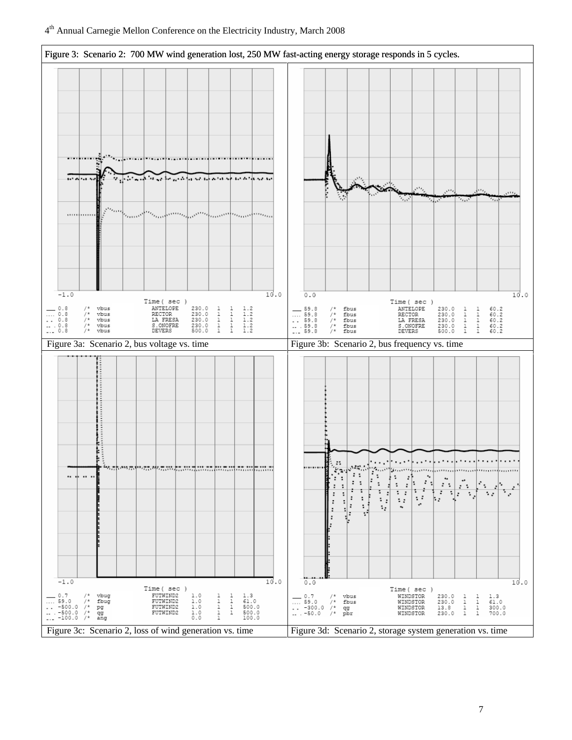Figure 3: Scenario 2: 700 MW wind generation lost, 250 MW fast-acting energy storage responds in 5 cycles.

Figure 3a: Scenario 2, bus voltage vs. time

Figure 3b: Scenario 2, bus frequency vs. time

Figure 3c: Scenario 2, loss of wind generation vs. time

Figure 3d: Scenario 2, storage system generation vs. time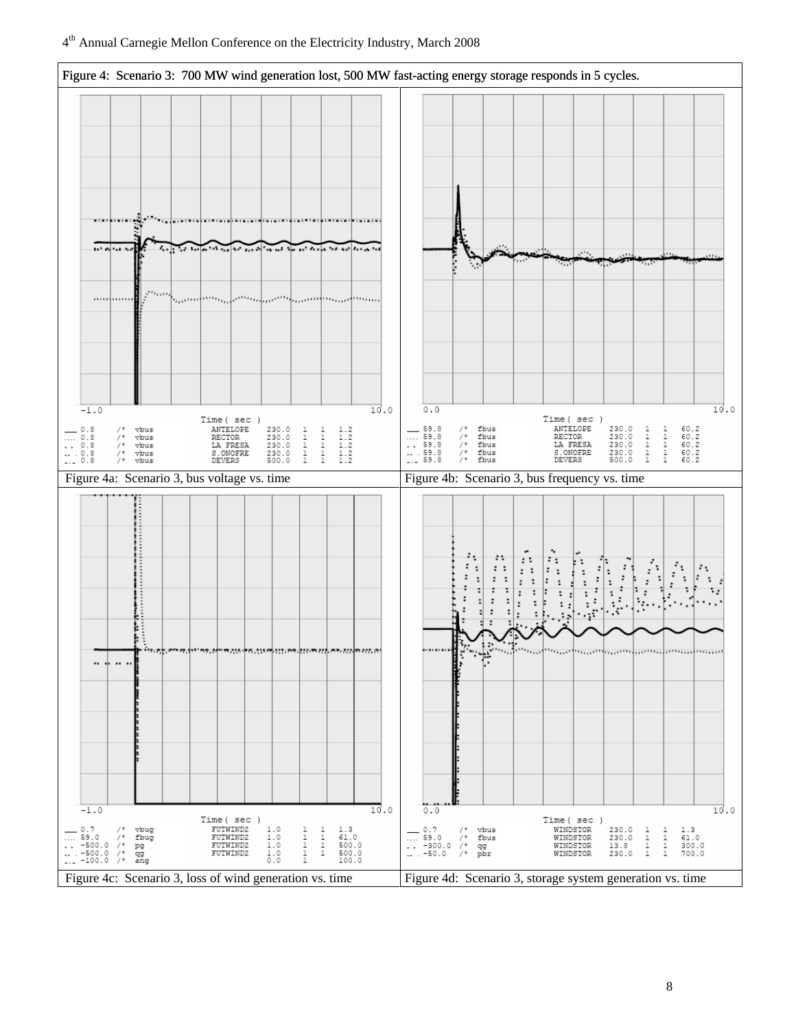Figure 4: Scenario 3: 700 MW wind generation lost, 500 MW fast-acting energy storage responds in 5 cycles.

```
-1.0                                   10.0
                 Time( sec )
___ 0.8    /*  vbus     ANTELOPE   230.0  1  1  1.2
.... 0.8   /*  vbus     RECTOR     230.0  1  1  1.2
. . 0.8    /*  vbus     LA FRESA   230.0  1  1  1.2
-- . 0.8   /*  vbus     S.ONOFRE   230.0  1  1  1.2
-.- 0.8    /*  vbus     DEVERS     500.0  1  1  1.2
```

Figure 4a: Scenario 3, bus voltage vs. time

```
0.0                                    10.0
                 Time( sec )
___ 59.8   /*  fbus     ANTELOPE   230.0  1  1  60.2
.... 59.8  /*  fbus     RECTOR     230.0  1  1  60.2
. . 59.8   /*  fbus     LA FRESA   230.0  1  1  60.2
-- . 59.8  /*  fbus     S.ONOFRE   230.0  1  1  60.2
-.- 59.8   /*  fbus     DEVERS     500.0  1  1  60.2
```

Figure 4b: Scenario 3, bus frequency vs. time

```
-1.0                                   10.0
                 Time( sec )
___ 0.7      /*  vbug   FUTWIND2   1.0  1  1  1.3
.... 59.0    /*  fbug   FUTWIND2   1.0  1  1  61.0
. . -500.0   /*  pg     FUTWIND2   1.0  1  1  500.0
-- . -500.0  /*  qg     FUTWIND2   1.0  1  1  500.0
-.- -100.0   /*  ang               0.0  1     100.0
```

Figure 4c: Scenario 3, loss of wind generation vs. time

```
0.0                                    10.0
                 Time( sec )
___ 0.7      /*  vbus   WINDSTOR   230.0  1  1  1.3
.... 59.0    /*  fbus   WINDSTOR   230.0  1  1  61.0
. . -300.0   /*  qg     WINDSTOR   13.8   1  1  300.0
-- . -50.0   /*  pbr    WINDSTOR   230.0  1  1  700.0
```

Figure 4d: Scenario 3, storage system generation vs. time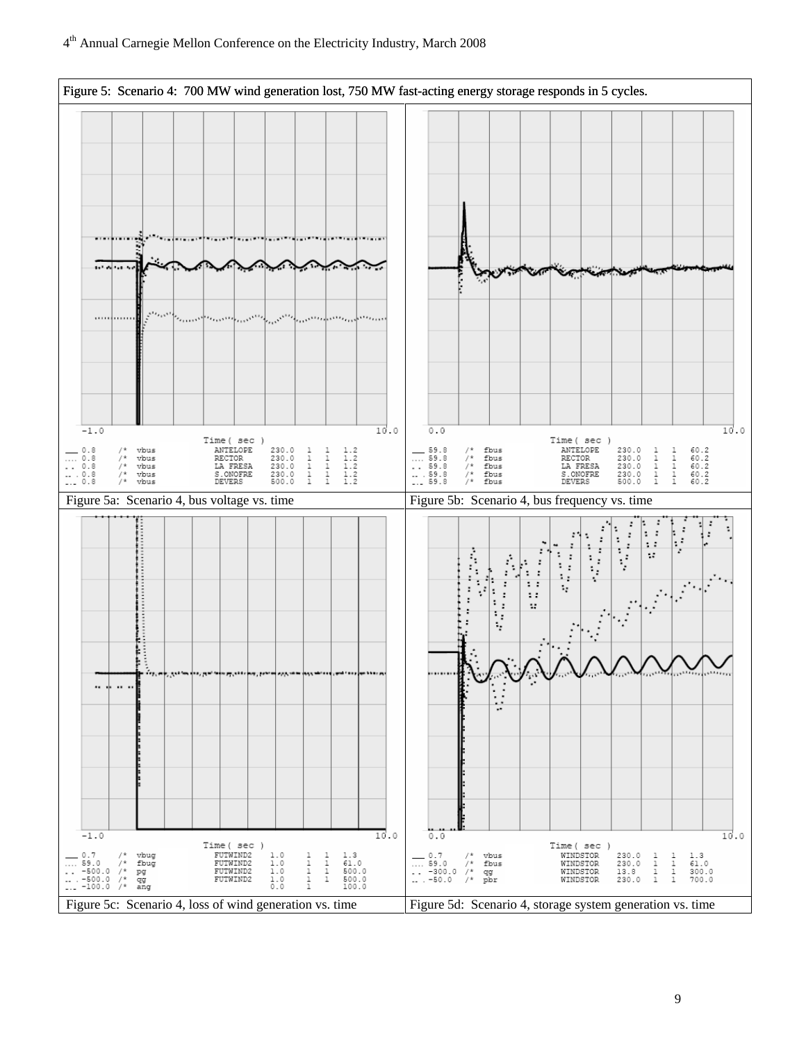Figure 5: Scenario 4: 700 MW wind generation lost, 750 MW fast-acting energy storage responds in 5 cycles.

```
-1.0                     Time ( sec )                          10.0
___ 0.8    /* vbus    ANTELOPE    230.0  1  1  1.2
.... 0.8   /* vbus    RECTOR      230.0  1  1  1.2
.. 0.8     /* vbus    LA FRESA    230.0  1  1  1.2
.. 0.8     /* vbus    S.ONOFRE    230.0  1  1  1.2
... 0.8    /* vbus    DEVERS      500.0  1  1  1.2
```

Figure 5a: Scenario 4, bus voltage vs. time

```
0.0                      Time ( sec )                          10.0
___ 59.8   /* fbus    ANTELOPE    230.0  1  1  60.2
.... 59.8  /* fbus    RECTOR      230.0  1  1  60.2
.. 59.8    /* fbus    LA FRESA    230.0  1  1  60.2
.. 59.8    /* fbus    S.ONOFRE    230.0  1  1  60.2
... 59.8   /* fbus    DEVERS      500.0  1  1  60.2
```

Figure 5b: Scenario 4, bus frequency vs. time

```
-1.0                     Time ( sec )                          10.0
___ 0.7      /* vbug   FUTWIND2   1.0  1  1  1.3
.... 59.0    /* fbug   FUTWIND2   1.0  1  1  61.0
.. -500.0    /* pg     FUTWIND2   1.0  1  1  500.0
.. -500.0    /* qg     FUTWIND2   1.0  1  1  500.0
... -100.0   /* ang               0.0  1     100.0
```

Figure 5c: Scenario 4, loss of wind generation vs. time

```
0.0                      Time ( sec )                          10.0
___ 0.7      /* vbus   WINDSTOR   230.0  1  1  1.3
.... 59.0    /* fbus   WINDSTOR   230.0  1  1  61.0
.. -300.0    /* qg     WINDSTOR   13.8   1  1  300.0
.. -50.0     /* pbr    WINDSTOR   230.0  1  1  700.0
```

Figure 5d: Scenario 4, storage system generation vs. time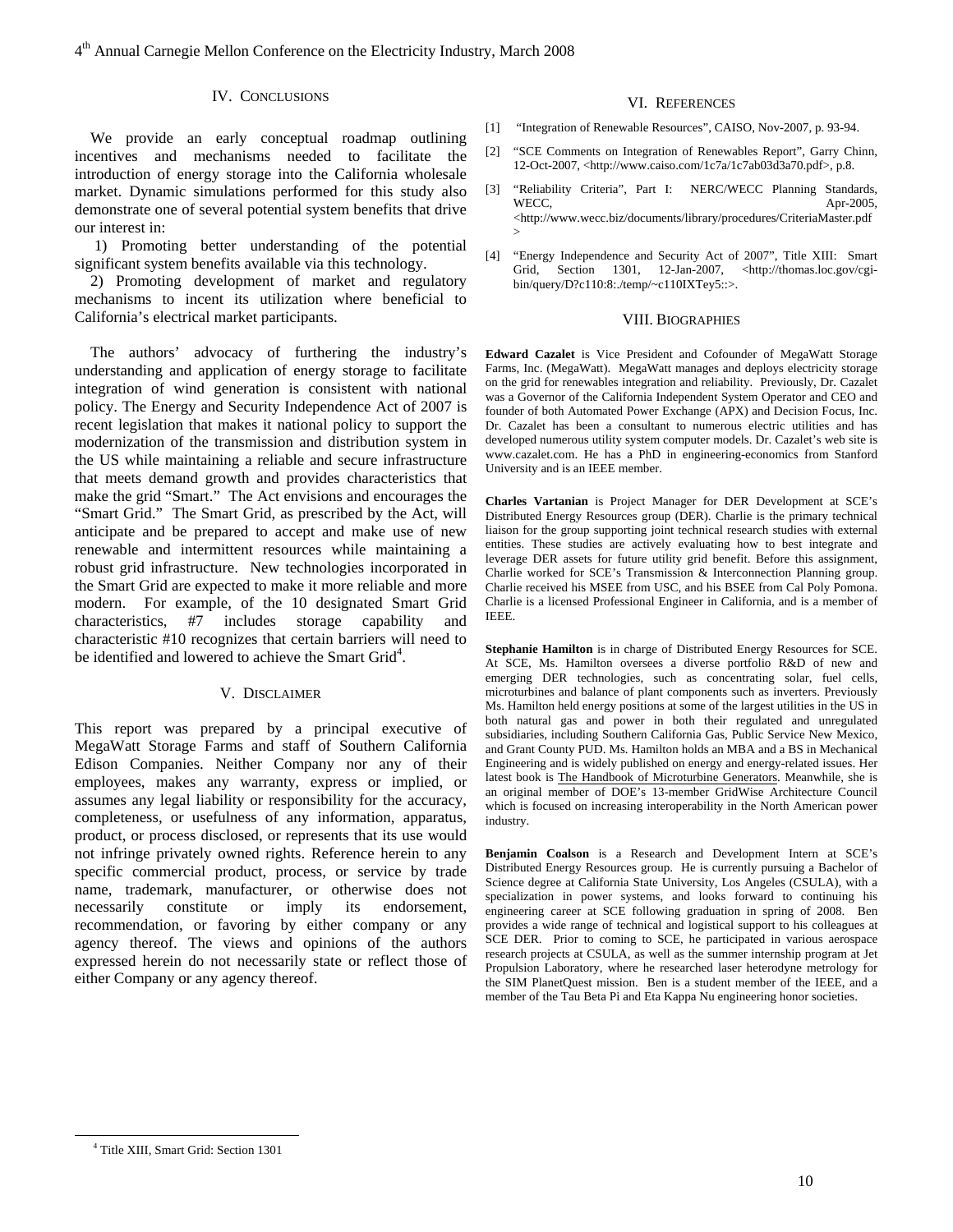## IV. Conclusions

We provide an early conceptual roadmap outlining incentives and mechanisms needed to facilitate the introduction of energy storage into the California wholesale market. Dynamic simulations performed for this study also demonstrate one of several potential system benefits that drive our interest in:

1) Promoting better understanding of the potential significant system benefits available via this technology.

2) Promoting development of market and regulatory mechanisms to incent its utilization where beneficial to California's electrical market participants.

The authors' advocacy of furthering the industry's understanding and application of energy storage to facilitate integration of wind generation is consistent with national policy. The Energy and Security Independence Act of 2007 is recent legislation that makes it national policy to support the modernization of the transmission and distribution system in the US while maintaining a reliable and secure infrastructure that meets demand growth and provides characteristics that make the grid "Smart." The Act envisions and encourages the "Smart Grid." The Smart Grid, as prescribed by the Act, will anticipate and be prepared to accept and make use of new renewable and intermittent resources while maintaining a robust grid infrastructure. New technologies incorporated in the Smart Grid are expected to make it more reliable and more modern. For example, of the 10 designated Smart Grid characteristics, #7 includes storage capability and characteristic #10 recognizes that certain barriers will need to be identified and lowered to achieve the Smart Grid[4].

## V. Disclaimer

This report was prepared by a principal executive of MegaWatt Storage Farms and staff of Southern California Edison Companies. Neither Company nor any of their employees, makes any warranty, express or implied, or assumes any legal liability or responsibility for the accuracy, completeness, or usefulness of any information, apparatus, product, or process disclosed, or represents that its use would not infringe privately owned rights. Reference herein to any specific commercial product, process, or service by trade name, trademark, manufacturer, or otherwise does not necessarily constitute or imply its endorsement, recommendation, or favoring by either company or any agency thereof. The views and opinions of the authors expressed herein do not necessarily state or reflect those of either Company or any agency thereof.

## VI. References

[1] "Integration of Renewable Resources", CAISO, Nov-2007, p. 93-94.

[2] "SCE Comments on Integration of Renewables Report", Garry Chinn, 12-Oct-2007, <http://www.caiso.com/1c7a/1c7ab03d3a70.pdf>, p.8.

[3] "Reliability Criteria", Part I: NERC/WECC Planning Standards, WECC, Apr-2005, <http://www.wecc.biz/documents/library/procedures/CriteriaMaster.pdf>

[4] "Energy Independence and Security Act of 2007", Title XIII: Smart Grid, Section 1301, 12-Jan-2007, <http://thomas.loc.gov/cgi-bin/query/D?c110:8:./temp/~c110IXTey5::>.

## VIII. Biographies

**Edward Cazalet** is Vice President and Cofounder of MegaWatt Storage Farms, Inc. (MegaWatt). MegaWatt manages and deploys electricity storage on the grid for renewables integration and reliability. Previously, Dr. Cazalet was a Governor of the California Independent System Operator and CEO and founder of both Automated Power Exchange (APX) and Decision Focus, Inc. Dr. Cazalet has been a consultant to numerous electric utilities and has developed numerous utility system computer models. Dr. Cazalet's web site is www.cazalet.com. He has a PhD in engineering-economics from Stanford University and is an IEEE member.

**Charles Vartanian** is Project Manager for DER Development at SCE's Distributed Energy Resources group (DER). Charlie is the primary technical liaison for the group supporting joint technical research studies with external entities. These studies are actively evaluating how to best integrate and leverage DER assets for future utility grid benefit. Before this assignment, Charlie worked for SCE's Transmission & Interconnection Planning group. Charlie received his MSEE from USC, and his BSEE from Cal Poly Pomona. Charlie is a licensed Professional Engineer in California, and is a member of IEEE.

**Stephanie Hamilton** is in charge of Distributed Energy Resources for SCE. At SCE, Ms. Hamilton oversees a diverse portfolio R&D of new and emerging DER technologies, such as concentrating solar, fuel cells, microturbines and balance of plant components such as inverters. Previously Ms. Hamilton held energy positions at some of the largest utilities in the US in both natural gas and power in both their regulated and unregulated subsidiaries, including Southern California Gas, Public Service New Mexico, and Grant County PUD. Ms. Hamilton holds an MBA and a BS in Mechanical Engineering and is widely published on energy and energy-related issues. Her latest book is The Handbook of Microturbine Generators. Meanwhile, she is an original member of DOE's 13-member GridWise Architecture Council which is focused on increasing interoperability in the North American power industry.

**Benjamin Coalson** is a Research and Development Intern at SCE's Distributed Energy Resources group. He is currently pursuing a Bachelor of Science degree at California State University, Los Angeles (CSULA), with a specialization in power systems, and looks forward to continuing his engineering career at SCE following graduation in spring of 2008. Ben provides a wide range of technical and logistical support to his colleagues at SCE DER. Prior to coming to SCE, he participated in various aerospace research projects at CSULA, as well as the summer internship program at Jet Propulsion Laboratory, where he researched laser heterodyne metrology for the SIM PlanetQuest mission. Ben is a student member of the IEEE, and a member of the Tau Beta Pi and Eta Kappa Nu engineering honor societies.

---

[4] Title XIII, Smart Grid: Section 1301